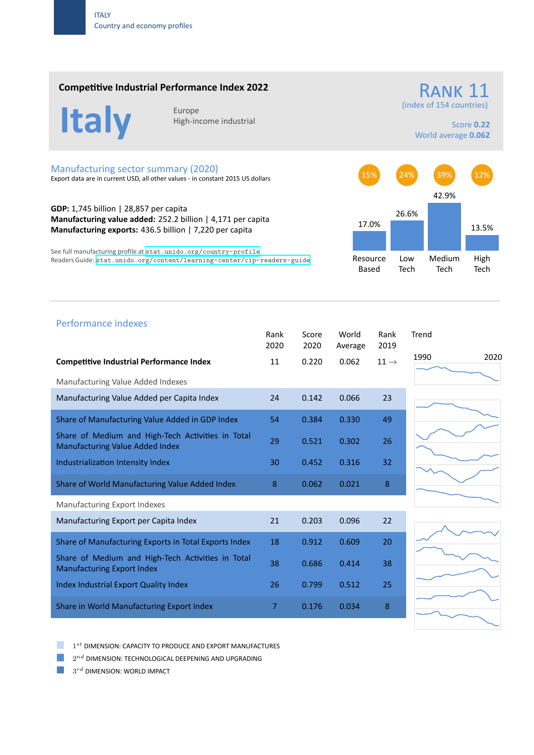ITALY
Country and economy profiles

## Competitive Industrial Performance Index 2022

# Italy

Europe
High-income industrial

**RANK 11**
(index of 154 countries)

Score **0.22**
World average **0.062**

## Manufacturing sector summary (2020)

Export data are in current USD, all other values - in constant 2015 US dollars

**GDP:** 1,745 billion | 28,857 per capita
**Manufacturing value added:** 252.2 billion | 4,171 per capita
**Manufacturing exports:** 436.5 billion | 7,220 per capita

See full manufacturing profile at `stat.unido.org/country-profile`
Readers Guide: `stat.unido.org/content/learning-center/cip-readers-guide`

| | Resource Based | Low Tech | Medium Tech | High Tech |
|---|---|---|---|---|
| Share (circle) | 15% | 24% | 39% | 12% |
| Share (bar) | 17.0% | 26.6% | 42.9% | 13.5% |

## Performance indexes

| | Rank 2020 | Score 2020 | World Average | Rank 2019 | Trend (1990–2020) |
|---|---|---|---|---|---|
| **Competitive Industrial Performance Index** | 11 | 0.220 | 0.062 | 11 → | |
| *Manufacturing Value Added Indexes* | | | | | |
| Manufacturing Value Added per Capita Index | 24 | 0.142 | 0.066 | 23 | |
| Share of Manufacturing Value Added in GDP Index | 54 | 0.384 | 0.330 | 49 | |
| Share of Medium and High-Tech Activities in Total Manufacturing Value Added Index | 29 | 0.521 | 0.302 | 26 | |
| Industrialization Intensity Index | 30 | 0.452 | 0.316 | 32 | |
| Share of World Manufacturing Value Added Index | 8 | 0.062 | 0.021 | 8 | |
| *Manufacturing Export Indexes* | | | | | |
| Manufacturing Export per Capita Index | 21 | 0.203 | 0.096 | 22 | |
| Share of Manufacturing Exports in Total Exports Index | 18 | 0.912 | 0.609 | 20 | |
| Share of Medium and High-Tech Activities in Total Manufacturing Export Index | 38 | 0.686 | 0.414 | 38 | |
| Index Industrial Export Quality Index | 26 | 0.799 | 0.512 | 25 | |
| Share in World Manufacturing Export Index | 7 | 0.176 | 0.034 | 8 | |

- $1^{st}$ DIMENSION: CAPACITY TO PRODUCE AND EXPORT MANUFACTURES
- $2^{nd}$ DIMENSION: TECHNOLOGICAL DEEPENING AND UPGRADING
- $3^{rd}$ DIMENSION: WORLD IMPACT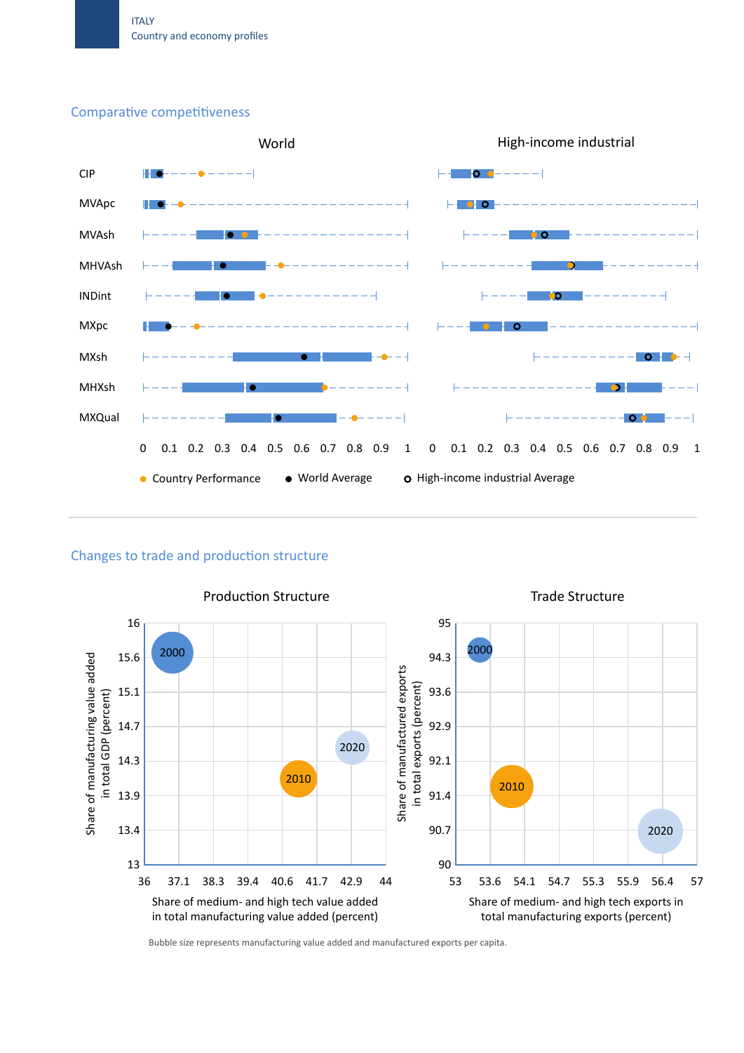## Comparative competitiveness

World

High-income industrial

CIP
MVApc
MVAsh
MHVAsh
INDint
MXpc
MXsh
MHXsh
MXQual

0 0.1 0.2 0.3 0.4 0.5 0.6 0.7 0.8 0.9 1

0 0.1 0.2 0.3 0.4 0.5 0.6 0.7 0.8 0.9 1

Country Performance
World Average
High-income industrial Average

## Changes to trade and production structure

Production Structure

Share of manufacturing value added in total GDP (percent)

16
15.6
15.1
14.7
14.3
13.9
13.4
13

2000
2010
2020

36 37.1 38.3 39.4 40.6 41.7 42.9 44

Share of medium- and high tech value added in total manufacturing value added (percent)

Trade Structure

Share of manufactured exports in total exports (percent)

95
94.3
93.6
92.9
92.1
91.4
90.7
90

2000
2010
2020

53 53.6 54.1 54.7 55.3 55.9 56.4 57

Share of medium- and high tech exports in total manufacturing exports (percent)

Bubble size represents manufacturing value added and manufactured exports per capita.